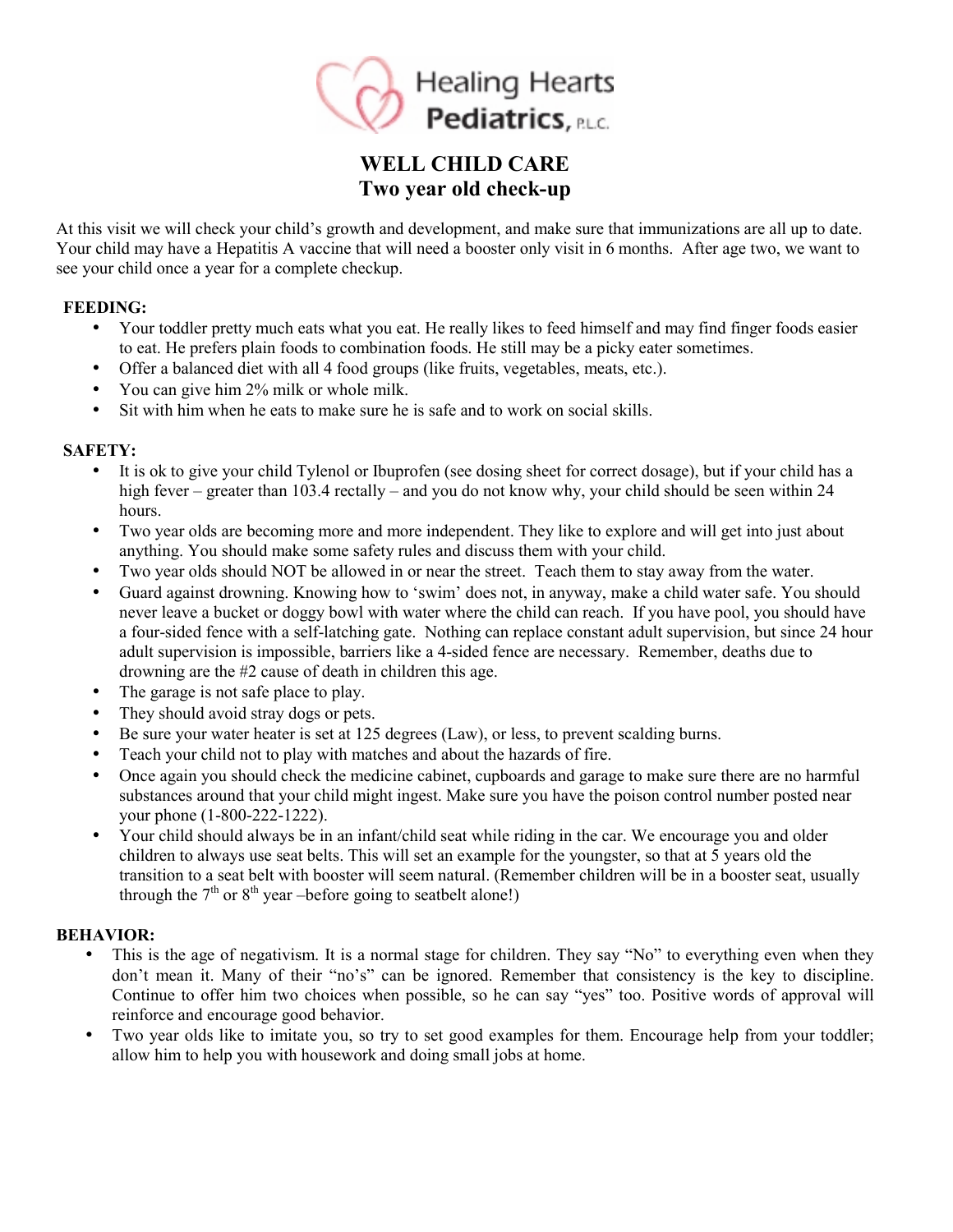Healing Hearts Pediatrics, P.L.C.

# WELL CHILD CARE
## Two year old check-up

At this visit we will check your child's growth and development, and make sure that immunizations are all up to date. Your child may have a Hepatitis A vaccine that will need a booster only visit in 6 months. After age two, we want to see your child once a year for a complete checkup.

**FEEDING:**

- Your toddler pretty much eats what you eat. He really likes to feed himself and may find finger foods easier to eat. He prefers plain foods to combination foods. He still may be a picky eater sometimes.
- Offer a balanced diet with all 4 food groups (like fruits, vegetables, meats, etc.).
- You can give him 2% milk or whole milk.
- Sit with him when he eats to make sure he is safe and to work on social skills.

**SAFETY:**

- It is ok to give your child Tylenol or Ibuprofen (see dosing sheet for correct dosage), but if your child has a high fever – greater than 103.4 rectally – and you do not know why, your child should be seen within 24 hours.
- Two year olds are becoming more and more independent. They like to explore and will get into just about anything. You should make some safety rules and discuss them with your child.
- Two year olds should NOT be allowed in or near the street. Teach them to stay away from the water.
- Guard against drowning. Knowing how to 'swim' does not, in anyway, make a child water safe. You should never leave a bucket or doggy bowl with water where the child can reach. If you have pool, you should have a four-sided fence with a self-latching gate. Nothing can replace constant adult supervision, but since 24 hour adult supervision is impossible, barriers like a 4-sided fence are necessary. Remember, deaths due to drowning are the #2 cause of death in children this age.
- The garage is not safe place to play.
- They should avoid stray dogs or pets.
- Be sure your water heater is set at 125 degrees (Law), or less, to prevent scalding burns.
- Teach your child not to play with matches and about the hazards of fire.
- Once again you should check the medicine cabinet, cupboards and garage to make sure there are no harmful substances around that your child might ingest. Make sure you have the poison control number posted near your phone (1-800-222-1222).
- Your child should always be in an infant/child seat while riding in the car. We encourage you and older children to always use seat belts. This will set an example for the youngster, so that at 5 years old the transition to a seat belt with booster will seem natural. (Remember children will be in a booster seat, usually through the 7th or 8th year –before going to seatbelt alone!)

**BEHAVIOR:**

- This is the age of negativism. It is a normal stage for children. They say "No" to everything even when they don't mean it. Many of their "no's" can be ignored. Remember that consistency is the key to discipline. Continue to offer him two choices when possible, so he can say "yes" too. Positive words of approval will reinforce and encourage good behavior.
- Two year olds like to imitate you, so try to set good examples for them. Encourage help from your toddler; allow him to help you with housework and doing small jobs at home.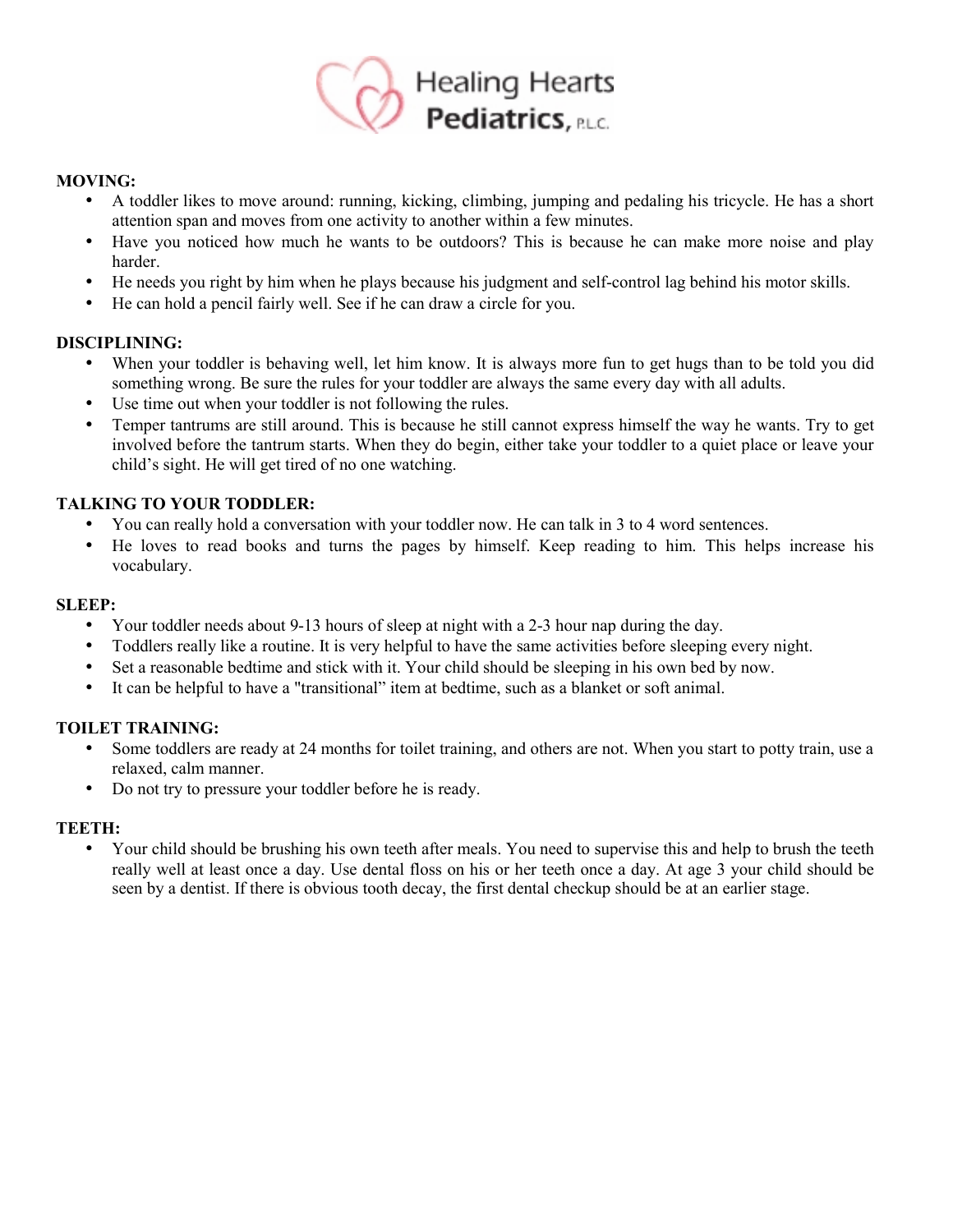Healing Hearts Pediatrics, P.L.C.

**MOVING:**

- A toddler likes to move around: running, kicking, climbing, jumping and pedaling his tricycle. He has a short attention span and moves from one activity to another within a few minutes.
- Have you noticed how much he wants to be outdoors? This is because he can make more noise and play harder.
- He needs you right by him when he plays because his judgment and self-control lag behind his motor skills.
- He can hold a pencil fairly well. See if he can draw a circle for you.

**DISCIPLINING:**

- When your toddler is behaving well, let him know. It is always more fun to get hugs than to be told you did something wrong. Be sure the rules for your toddler are always the same every day with all adults.
- Use time out when your toddler is not following the rules.
- Temper tantrums are still around. This is because he still cannot express himself the way he wants. Try to get involved before the tantrum starts. When they do begin, either take your toddler to a quiet place or leave your child's sight. He will get tired of no one watching.

**TALKING TO YOUR TODDLER:**

- You can really hold a conversation with your toddler now. He can talk in 3 to 4 word sentences.
- He loves to read books and turns the pages by himself. Keep reading to him. This helps increase his vocabulary.

**SLEEP:**

- Your toddler needs about 9-13 hours of sleep at night with a 2-3 hour nap during the day.
- Toddlers really like a routine. It is very helpful to have the same activities before sleeping every night.
- Set a reasonable bedtime and stick with it. Your child should be sleeping in his own bed by now.
- It can be helpful to have a "transitional" item at bedtime, such as a blanket or soft animal.

**TOILET TRAINING:**

- Some toddlers are ready at 24 months for toilet training, and others are not. When you start to potty train, use a relaxed, calm manner.
- Do not try to pressure your toddler before he is ready.

**TEETH:**

- Your child should be brushing his own teeth after meals. You need to supervise this and help to brush the teeth really well at least once a day. Use dental floss on his or her teeth once a day. At age 3 your child should be seen by a dentist. If there is obvious tooth decay, the first dental checkup should be at an earlier stage.